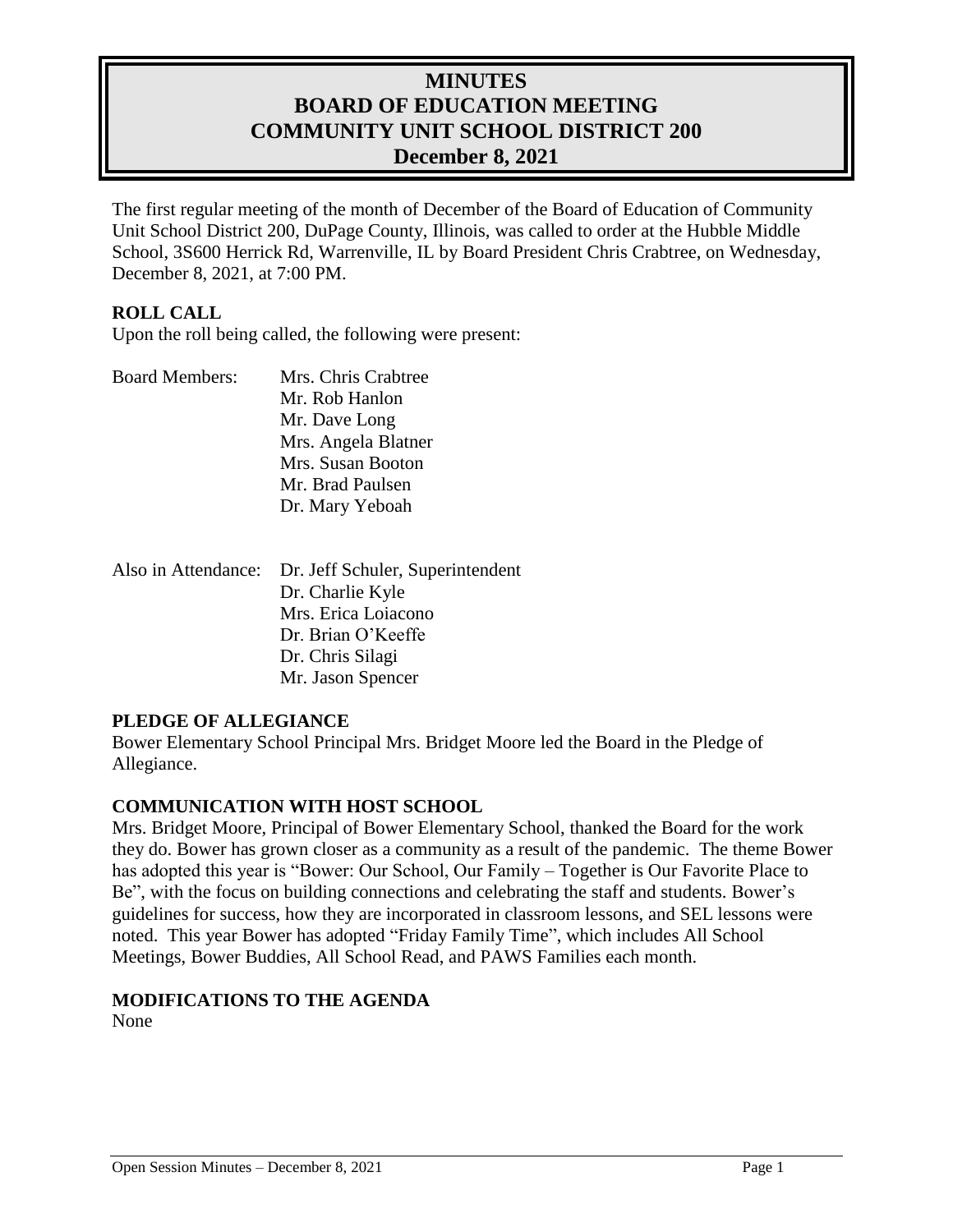# MINUTES
# BOARD OF EDUCATION MEETING
# COMMUNITY UNIT SCHOOL DISTRICT 200
# December 8, 2021

The first regular meeting of the month of December of the Board of Education of Community Unit School District 200, DuPage County, Illinois, was called to order at the Hubble Middle School, 3S600 Herrick Rd, Warrenville, IL by Board President Chris Crabtree, on Wednesday, December 8, 2021, at 7:00 PM.

## ROLL CALL

Upon the roll being called, the following were present:

Board Members:
- Mrs. Chris Crabtree
- Mr. Rob Hanlon
- Mr. Dave Long
- Mrs. Angela Blatner
- Mrs. Susan Booton
- Mr. Brad Paulsen
- Dr. Mary Yeboah

Also in Attendance:
- Dr. Jeff Schuler, Superintendent
- Dr. Charlie Kyle
- Mrs. Erica Loiacono
- Dr. Brian O'Keeffe
- Dr. Chris Silagi
- Mr. Jason Spencer

## PLEDGE OF ALLEGIANCE

Bower Elementary School Principal Mrs. Bridget Moore led the Board in the Pledge of Allegiance.

## COMMUNICATION WITH HOST SCHOOL

Mrs. Bridget Moore, Principal of Bower Elementary School, thanked the Board for the work they do. Bower has grown closer as a community as a result of the pandemic. The theme Bower has adopted this year is "Bower: Our School, Our Family – Together is Our Favorite Place to Be", with the focus on building connections and celebrating the staff and students. Bower's guidelines for success, how they are incorporated in classroom lessons, and SEL lessons were noted. This year Bower has adopted "Friday Family Time", which includes All School Meetings, Bower Buddies, All School Read, and PAWS Families each month.

## MODIFICATIONS TO THE AGENDA

None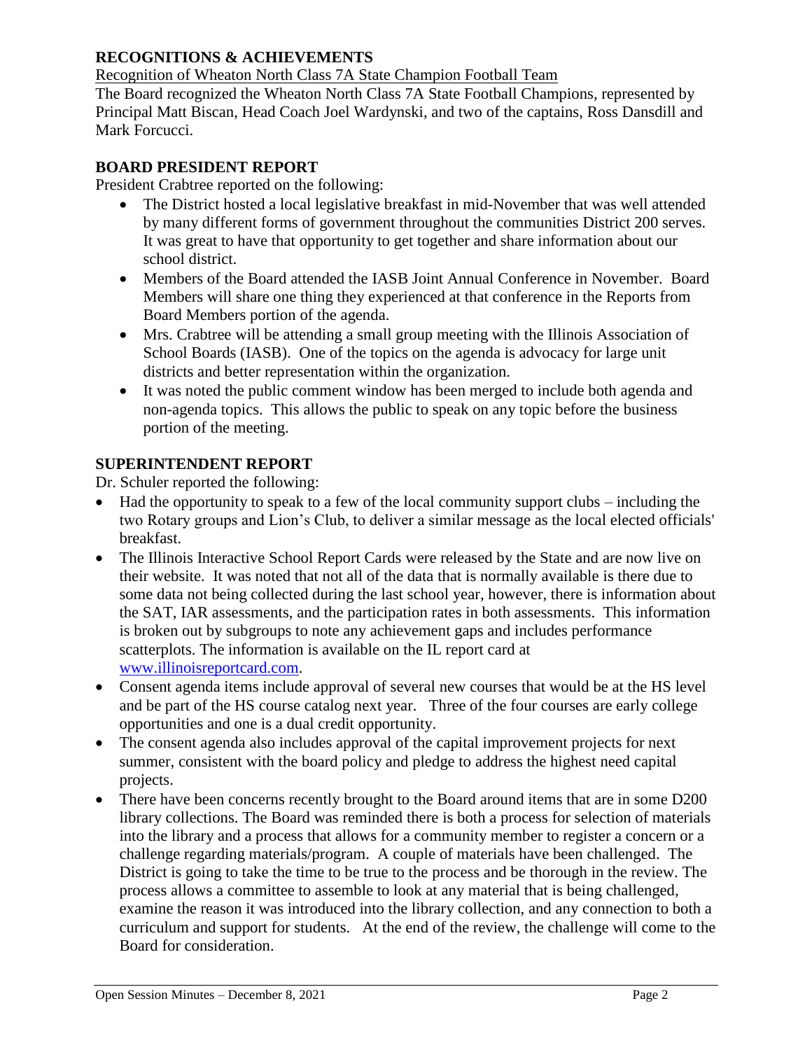## RECOGNITIONS & ACHIEVEMENTS

Recognition of Wheaton North Class 7A State Champion Football Team

The Board recognized the Wheaton North Class 7A State Football Champions, represented by Principal Matt Biscan, Head Coach Joel Wardynski, and two of the captains, Ross Dansdill and Mark Forcucci.

## BOARD PRESIDENT REPORT

President Crabtree reported on the following:

- The District hosted a local legislative breakfast in mid-November that was well attended by many different forms of government throughout the communities District 200 serves. It was great to have that opportunity to get together and share information about our school district.
- Members of the Board attended the IASB Joint Annual Conference in November. Board Members will share one thing they experienced at that conference in the Reports from Board Members portion of the agenda.
- Mrs. Crabtree will be attending a small group meeting with the Illinois Association of School Boards (IASB). One of the topics on the agenda is advocacy for large unit districts and better representation within the organization.
- It was noted the public comment window has been merged to include both agenda and non-agenda topics. This allows the public to speak on any topic before the business portion of the meeting.

## SUPERINTENDENT REPORT

Dr. Schuler reported the following:

- Had the opportunity to speak to a few of the local community support clubs – including the two Rotary groups and Lion's Club, to deliver a similar message as the local elected officials' breakfast.
- The Illinois Interactive School Report Cards were released by the State and are now live on their website. It was noted that not all of the data that is normally available is there due to some data not being collected during the last school year, however, there is information about the SAT, IAR assessments, and the participation rates in both assessments. This information is broken out by subgroups to note any achievement gaps and includes performance scatterplots. The information is available on the IL report card at www.illinoisreportcard.com.
- Consent agenda items include approval of several new courses that would be at the HS level and be part of the HS course catalog next year. Three of the four courses are early college opportunities and one is a dual credit opportunity.
- The consent agenda also includes approval of the capital improvement projects for next summer, consistent with the board policy and pledge to address the highest need capital projects.
- There have been concerns recently brought to the Board around items that are in some D200 library collections. The Board was reminded there is both a process for selection of materials into the library and a process that allows for a community member to register a concern or a challenge regarding materials/program. A couple of materials have been challenged. The District is going to take the time to be true to the process and be thorough in the review. The process allows a committee to assemble to look at any material that is being challenged, examine the reason it was introduced into the library collection, and any connection to both a curriculum and support for students. At the end of the review, the challenge will come to the Board for consideration.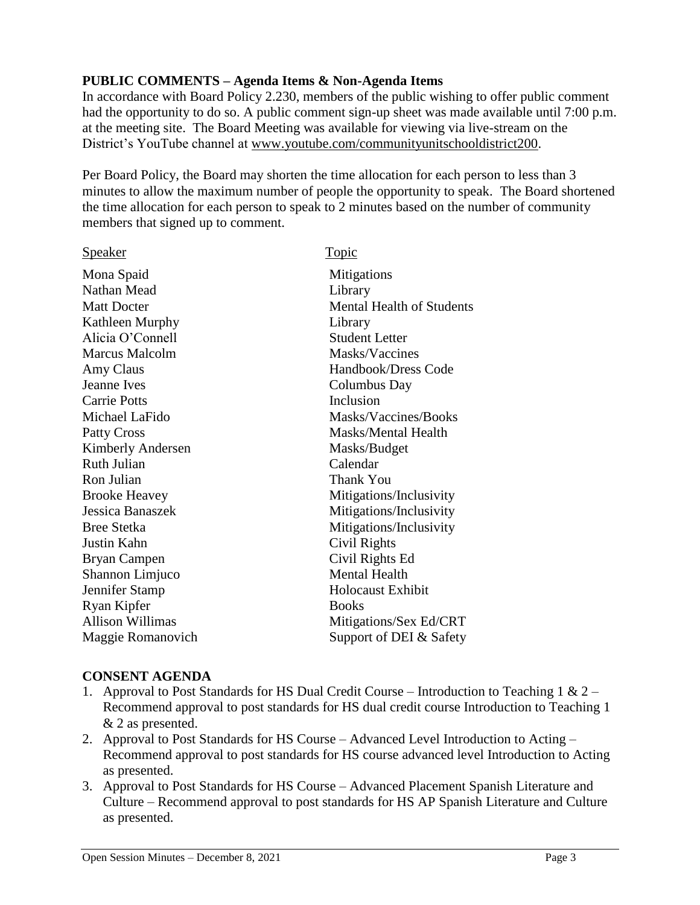**PUBLIC COMMENTS – Agenda Items & Non-Agenda Items**

In accordance with Board Policy 2.230, members of the public wishing to offer public comment had the opportunity to do so. A public comment sign-up sheet was made available until 7:00 p.m. at the meeting site. The Board Meeting was available for viewing via live-stream on the District's YouTube channel at www.youtube.com/communityunitschooldistrict200.

Per Board Policy, the Board may shorten the time allocation for each person to less than 3 minutes to allow the maximum number of people the opportunity to speak. The Board shortened the time allocation for each person to speak to 2 minutes based on the number of community members that signed up to comment.

| Speaker | Topic |
| --- | --- |
| Mona Spaid | Mitigations |
| Nathan Mead | Library |
| Matt Docter | Mental Health of Students |
| Kathleen Murphy | Library |
| Alicia O'Connell | Student Letter |
| Marcus Malcolm | Masks/Vaccines |
| Amy Claus | Handbook/Dress Code |
| Jeanne Ives | Columbus Day |
| Carrie Potts | Inclusion |
| Michael LaFido | Masks/Vaccines/Books |
| Patty Cross | Masks/Mental Health |
| Kimberly Andersen | Masks/Budget |
| Ruth Julian | Calendar |
| Ron Julian | Thank You |
| Brooke Heavey | Mitigations/Inclusivity |
| Jessica Banaszek | Mitigations/Inclusivity |
| Bree Stetka | Mitigations/Inclusivity |
| Justin Kahn | Civil Rights |
| Bryan Campen | Civil Rights Ed |
| Shannon Limjuco | Mental Health |
| Jennifer Stamp | Holocaust Exhibit |
| Ryan Kipfer | Books |
| Allison Willimas | Mitigations/Sex Ed/CRT |
| Maggie Romanovich | Support of DEI & Safety |

**CONSENT AGENDA**

1. Approval to Post Standards for HS Dual Credit Course – Introduction to Teaching 1 & 2 – Recommend approval to post standards for HS dual credit course Introduction to Teaching 1 & 2 as presented.
2. Approval to Post Standards for HS Course – Advanced Level Introduction to Acting – Recommend approval to post standards for HS course advanced level Introduction to Acting as presented.
3. Approval to Post Standards for HS Course – Advanced Placement Spanish Literature and Culture – Recommend approval to post standards for HS AP Spanish Literature and Culture as presented.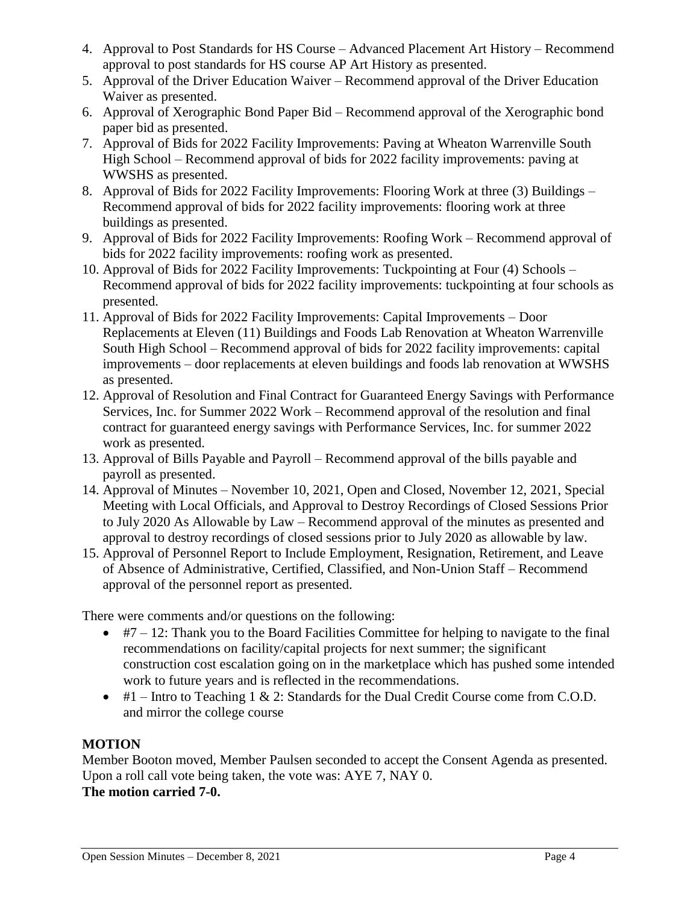4. Approval to Post Standards for HS Course – Advanced Placement Art History – Recommend approval to post standards for HS course AP Art History as presented.
5. Approval of the Driver Education Waiver – Recommend approval of the Driver Education Waiver as presented.
6. Approval of Xerographic Bond Paper Bid – Recommend approval of the Xerographic bond paper bid as presented.
7. Approval of Bids for 2022 Facility Improvements: Paving at Wheaton Warrenville South High School – Recommend approval of bids for 2022 facility improvements: paving at WWSHS as presented.
8. Approval of Bids for 2022 Facility Improvements: Flooring Work at three (3) Buildings – Recommend approval of bids for 2022 facility improvements: flooring work at three buildings as presented.
9. Approval of Bids for 2022 Facility Improvements: Roofing Work – Recommend approval of bids for 2022 facility improvements: roofing work as presented.
10. Approval of Bids for 2022 Facility Improvements: Tuckpointing at Four (4) Schools – Recommend approval of bids for 2022 facility improvements: tuckpointing at four schools as presented.
11. Approval of Bids for 2022 Facility Improvements: Capital Improvements – Door Replacements at Eleven (11) Buildings and Foods Lab Renovation at Wheaton Warrenville South High School – Recommend approval of bids for 2022 facility improvements: capital improvements – door replacements at eleven buildings and foods lab renovation at WWSHS as presented.
12. Approval of Resolution and Final Contract for Guaranteed Energy Savings with Performance Services, Inc. for Summer 2022 Work – Recommend approval of the resolution and final contract for guaranteed energy savings with Performance Services, Inc. for summer 2022 work as presented.
13. Approval of Bills Payable and Payroll – Recommend approval of the bills payable and payroll as presented.
14. Approval of Minutes – November 10, 2021, Open and Closed, November 12, 2021, Special Meeting with Local Officials, and Approval to Destroy Recordings of Closed Sessions Prior to July 2020 As Allowable by Law – Recommend approval of the minutes as presented and approval to destroy recordings of closed sessions prior to July 2020 as allowable by law.
15. Approval of Personnel Report to Include Employment, Resignation, Retirement, and Leave of Absence of Administrative, Certified, Classified, and Non-Union Staff – Recommend approval of the personnel report as presented.

There were comments and/or questions on the following:

- #7 – 12: Thank you to the Board Facilities Committee for helping to navigate to the final recommendations on facility/capital projects for next summer; the significant construction cost escalation going on in the marketplace which has pushed some intended work to future years and is reflected in the recommendations.
- #1 – Intro to Teaching 1 & 2: Standards for the Dual Credit Course come from C.O.D. and mirror the college course

**MOTION**

Member Booton moved, Member Paulsen seconded to accept the Consent Agenda as presented. Upon a roll call vote being taken, the vote was: AYE 7, NAY 0.

**The motion carried 7-0.**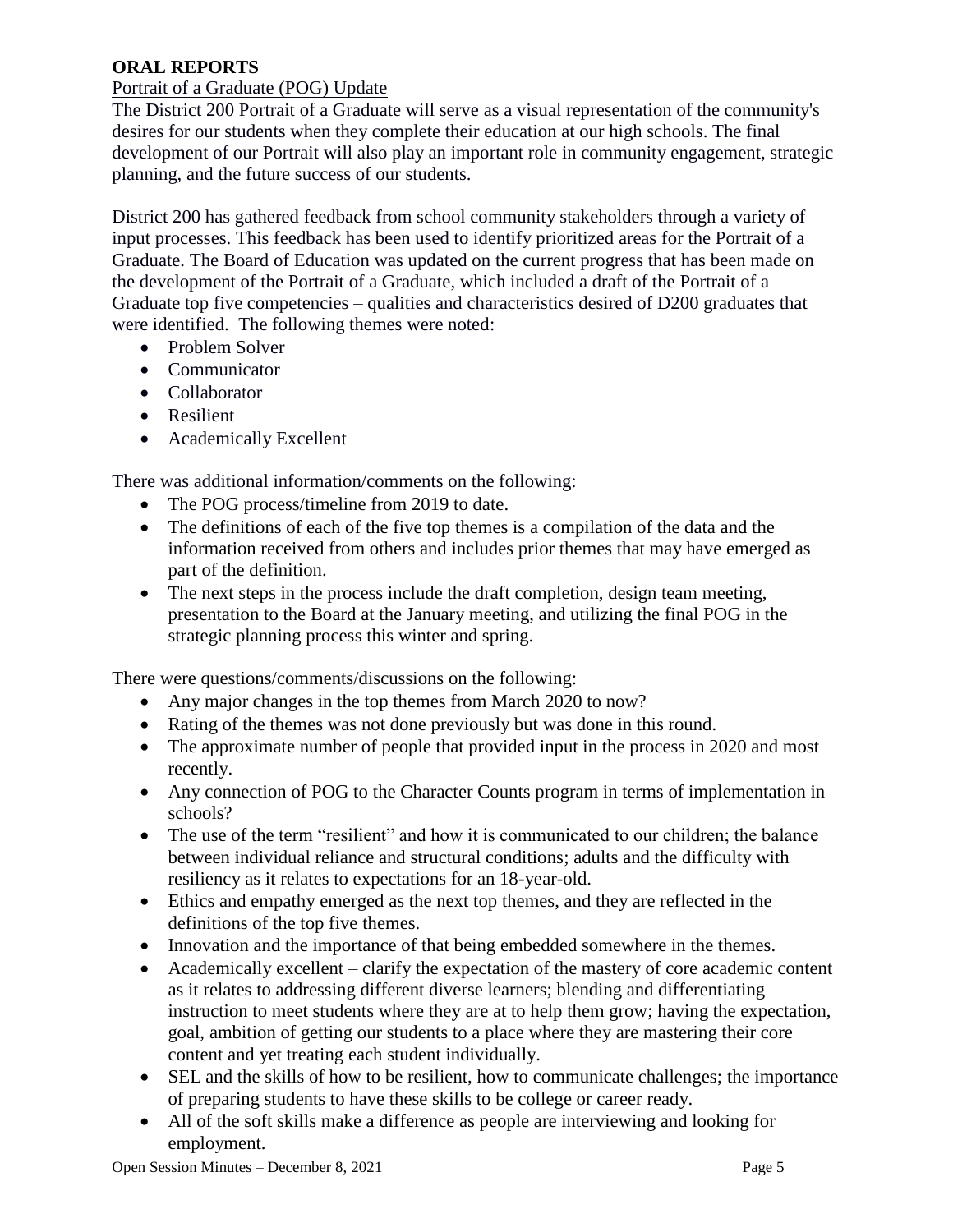**ORAL REPORTS**

Portrait of a Graduate (POG) Update

The District 200 Portrait of a Graduate will serve as a visual representation of the community's desires for our students when they complete their education at our high schools. The final development of our Portrait will also play an important role in community engagement, strategic planning, and the future success of our students.

District 200 has gathered feedback from school community stakeholders through a variety of input processes. This feedback has been used to identify prioritized areas for the Portrait of a Graduate. The Board of Education was updated on the current progress that has been made on the development of the Portrait of a Graduate, which included a draft of the Portrait of a Graduate top five competencies – qualities and characteristics desired of D200 graduates that were identified. The following themes were noted:

- Problem Solver
- Communicator
- Collaborator
- Resilient
- Academically Excellent

There was additional information/comments on the following:

- The POG process/timeline from 2019 to date.
- The definitions of each of the five top themes is a compilation of the data and the information received from others and includes prior themes that may have emerged as part of the definition.
- The next steps in the process include the draft completion, design team meeting, presentation to the Board at the January meeting, and utilizing the final POG in the strategic planning process this winter and spring.

There were questions/comments/discussions on the following:

- Any major changes in the top themes from March 2020 to now?
- Rating of the themes was not done previously but was done in this round.
- The approximate number of people that provided input in the process in 2020 and most recently.
- Any connection of POG to the Character Counts program in terms of implementation in schools?
- The use of the term "resilient" and how it is communicated to our children; the balance between individual reliance and structural conditions; adults and the difficulty with resiliency as it relates to expectations for an 18-year-old.
- Ethics and empathy emerged as the next top themes, and they are reflected in the definitions of the top five themes.
- Innovation and the importance of that being embedded somewhere in the themes.
- Academically excellent – clarify the expectation of the mastery of core academic content as it relates to addressing different diverse learners; blending and differentiating instruction to meet students where they are at to help them grow; having the expectation, goal, ambition of getting our students to a place where they are mastering their core content and yet treating each student individually.
- SEL and the skills of how to be resilient, how to communicate challenges; the importance of preparing students to have these skills to be college or career ready.
- All of the soft skills make a difference as people are interviewing and looking for employment.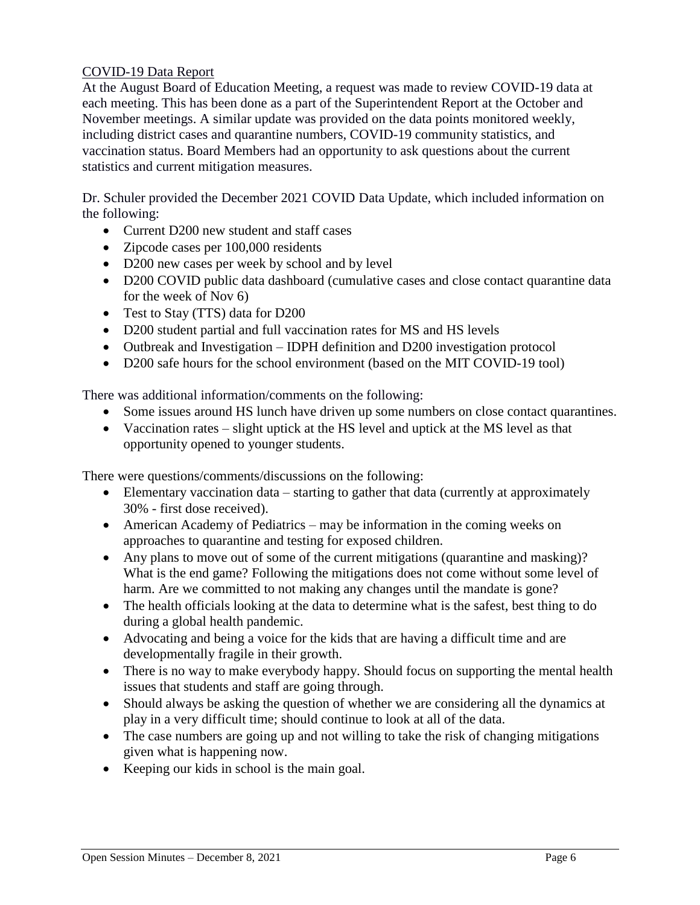## COVID-19 Data Report

At the August Board of Education Meeting, a request was made to review COVID-19 data at each meeting. This has been done as a part of the Superintendent Report at the October and November meetings. A similar update was provided on the data points monitored weekly, including district cases and quarantine numbers, COVID-19 community statistics, and vaccination status. Board Members had an opportunity to ask questions about the current statistics and current mitigation measures.

Dr. Schuler provided the December 2021 COVID Data Update, which included information on the following:

- Current D200 new student and staff cases
- Zipcode cases per 100,000 residents
- D200 new cases per week by school and by level
- D200 COVID public data dashboard (cumulative cases and close contact quarantine data for the week of Nov 6)
- Test to Stay (TTS) data for D200
- D200 student partial and full vaccination rates for MS and HS levels
- Outbreak and Investigation – IDPH definition and D200 investigation protocol
- D200 safe hours for the school environment (based on the MIT COVID-19 tool)

There was additional information/comments on the following:

- Some issues around HS lunch have driven up some numbers on close contact quarantines.
- Vaccination rates – slight uptick at the HS level and uptick at the MS level as that opportunity opened to younger students.

There were questions/comments/discussions on the following:

- Elementary vaccination data – starting to gather that data (currently at approximately 30% - first dose received).
- American Academy of Pediatrics – may be information in the coming weeks on approaches to quarantine and testing for exposed children.
- Any plans to move out of some of the current mitigations (quarantine and masking)? What is the end game? Following the mitigations does not come without some level of harm. Are we committed to not making any changes until the mandate is gone?
- The health officials looking at the data to determine what is the safest, best thing to do during a global health pandemic.
- Advocating and being a voice for the kids that are having a difficult time and are developmentally fragile in their growth.
- There is no way to make everybody happy. Should focus on supporting the mental health issues that students and staff are going through.
- Should always be asking the question of whether we are considering all the dynamics at play in a very difficult time; should continue to look at all of the data.
- The case numbers are going up and not willing to take the risk of changing mitigations given what is happening now.
- Keeping our kids in school is the main goal.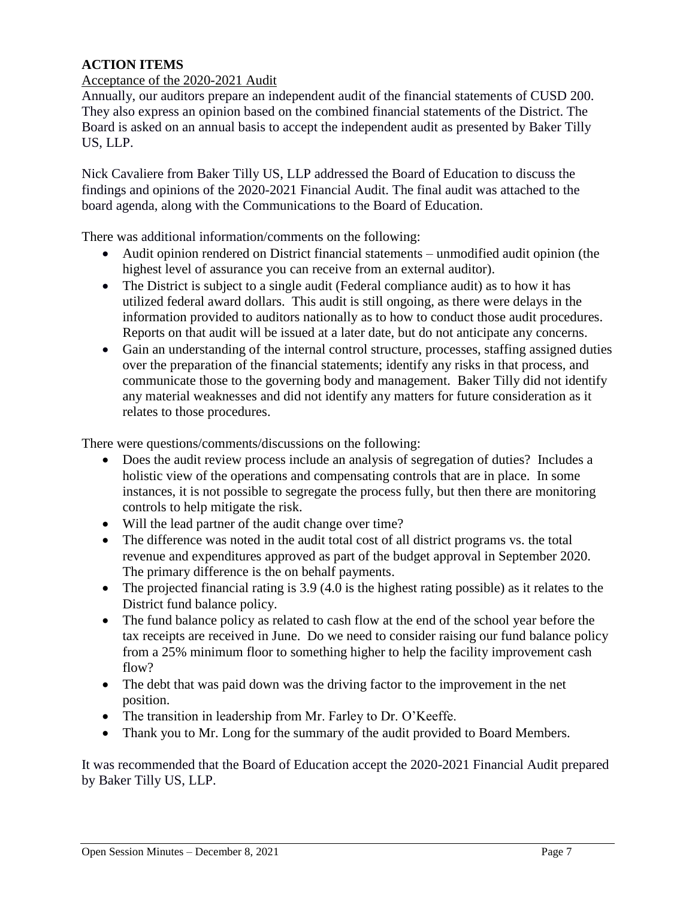## ACTION ITEMS

Acceptance of the 2020-2021 Audit

Annually, our auditors prepare an independent audit of the financial statements of CUSD 200. They also express an opinion based on the combined financial statements of the District. The Board is asked on an annual basis to accept the independent audit as presented by Baker Tilly US, LLP.

Nick Cavaliere from Baker Tilly US, LLP addressed the Board of Education to discuss the findings and opinions of the 2020-2021 Financial Audit. The final audit was attached to the board agenda, along with the Communications to the Board of Education.

There was additional information/comments on the following:

- Audit opinion rendered on District financial statements – unmodified audit opinion (the highest level of assurance you can receive from an external auditor).
- The District is subject to a single audit (Federal compliance audit) as to how it has utilized federal award dollars. This audit is still ongoing, as there were delays in the information provided to auditors nationally as to how to conduct those audit procedures. Reports on that audit will be issued at a later date, but do not anticipate any concerns.
- Gain an understanding of the internal control structure, processes, staffing assigned duties over the preparation of the financial statements; identify any risks in that process, and communicate those to the governing body and management. Baker Tilly did not identify any material weaknesses and did not identify any matters for future consideration as it relates to those procedures.

There were questions/comments/discussions on the following:

- Does the audit review process include an analysis of segregation of duties? Includes a holistic view of the operations and compensating controls that are in place. In some instances, it is not possible to segregate the process fully, but then there are monitoring controls to help mitigate the risk.
- Will the lead partner of the audit change over time?
- The difference was noted in the audit total cost of all district programs vs. the total revenue and expenditures approved as part of the budget approval in September 2020. The primary difference is the on behalf payments.
- The projected financial rating is 3.9 (4.0 is the highest rating possible) as it relates to the District fund balance policy.
- The fund balance policy as related to cash flow at the end of the school year before the tax receipts are received in June. Do we need to consider raising our fund balance policy from a 25% minimum floor to something higher to help the facility improvement cash flow?
- The debt that was paid down was the driving factor to the improvement in the net position.
- The transition in leadership from Mr. Farley to Dr. O'Keeffe.
- Thank you to Mr. Long for the summary of the audit provided to Board Members.

It was recommended that the Board of Education accept the 2020-2021 Financial Audit prepared by Baker Tilly US, LLP.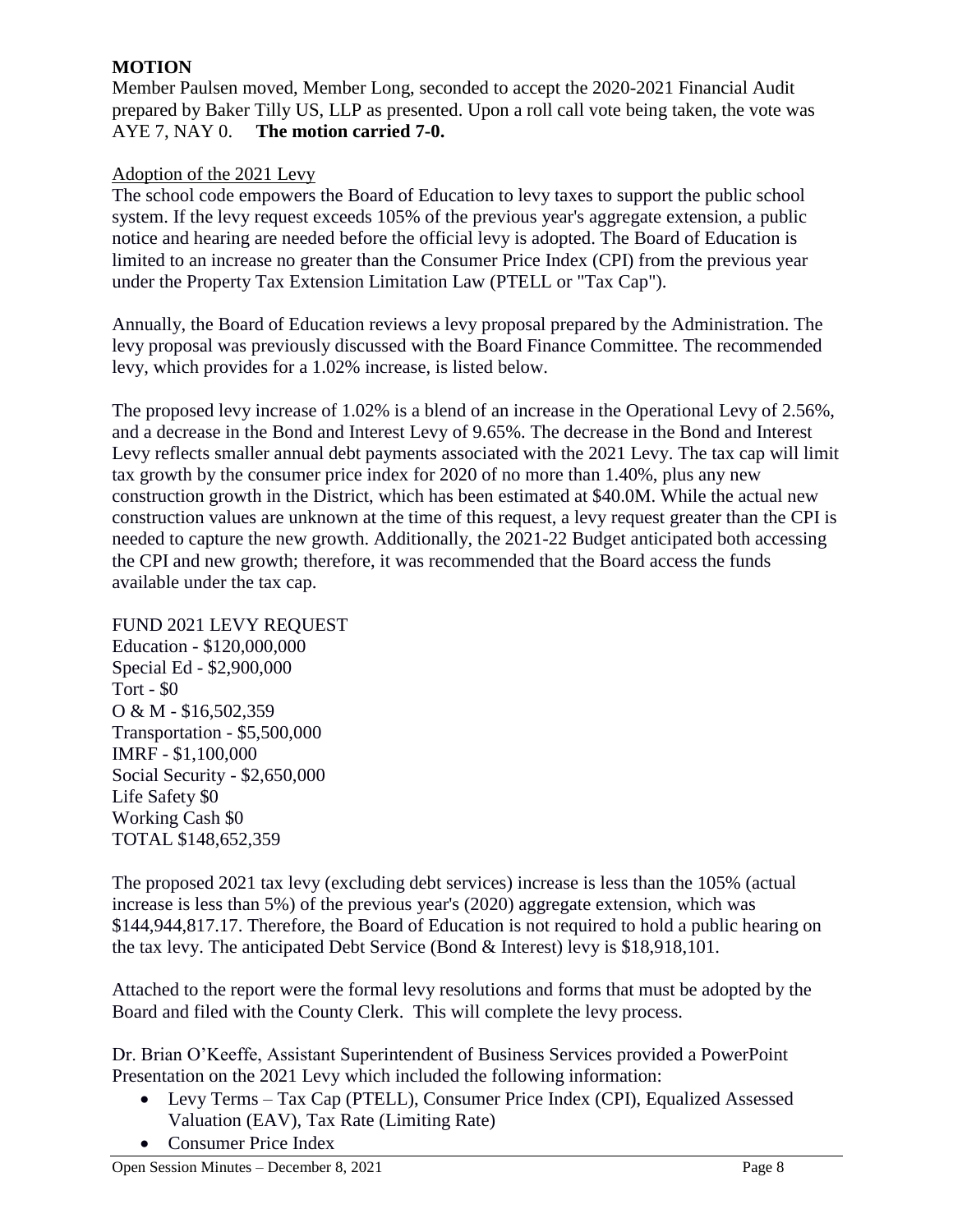**MOTION**

Member Paulsen moved, Member Long, seconded to accept the 2020-2021 Financial Audit prepared by Baker Tilly US, LLP as presented. Upon a roll call vote being taken, the vote was AYE 7, NAY 0. **The motion carried 7-0.**

Adoption of the 2021 Levy

The school code empowers the Board of Education to levy taxes to support the public school system. If the levy request exceeds 105% of the previous year's aggregate extension, a public notice and hearing are needed before the official levy is adopted. The Board of Education is limited to an increase no greater than the Consumer Price Index (CPI) from the previous year under the Property Tax Extension Limitation Law (PTELL or "Tax Cap").

Annually, the Board of Education reviews a levy proposal prepared by the Administration. The levy proposal was previously discussed with the Board Finance Committee. The recommended levy, which provides for a 1.02% increase, is listed below.

The proposed levy increase of 1.02% is a blend of an increase in the Operational Levy of 2.56%, and a decrease in the Bond and Interest Levy of 9.65%. The decrease in the Bond and Interest Levy reflects smaller annual debt payments associated with the 2021 Levy. The tax cap will limit tax growth by the consumer price index for 2020 of no more than 1.40%, plus any new construction growth in the District, which has been estimated at $40.0M. While the actual new construction values are unknown at the time of this request, a levy request greater than the CPI is needed to capture the new growth. Additionally, the 2021-22 Budget anticipated both accessing the CPI and new growth; therefore, it was recommended that the Board access the funds available under the tax cap.

FUND 2021 LEVY REQUEST
Education - $120,000,000
Special Ed - $2,900,000
Tort - $0
O & M - $16,502,359
Transportation - $5,500,000
IMRF - $1,100,000
Social Security - $2,650,000
Life Safety $0
Working Cash $0
TOTAL $148,652,359

The proposed 2021 tax levy (excluding debt services) increase is less than the 105% (actual increase is less than 5%) of the previous year's (2020) aggregate extension, which was $144,944,817.17. Therefore, the Board of Education is not required to hold a public hearing on the tax levy. The anticipated Debt Service (Bond & Interest) levy is $18,918,101.

Attached to the report were the formal levy resolutions and forms that must be adopted by the Board and filed with the County Clerk. This will complete the levy process.

Dr. Brian O'Keeffe, Assistant Superintendent of Business Services provided a PowerPoint Presentation on the 2021 Levy which included the following information:

- Levy Terms – Tax Cap (PTELL), Consumer Price Index (CPI), Equalized Assessed Valuation (EAV), Tax Rate (Limiting Rate)
- Consumer Price Index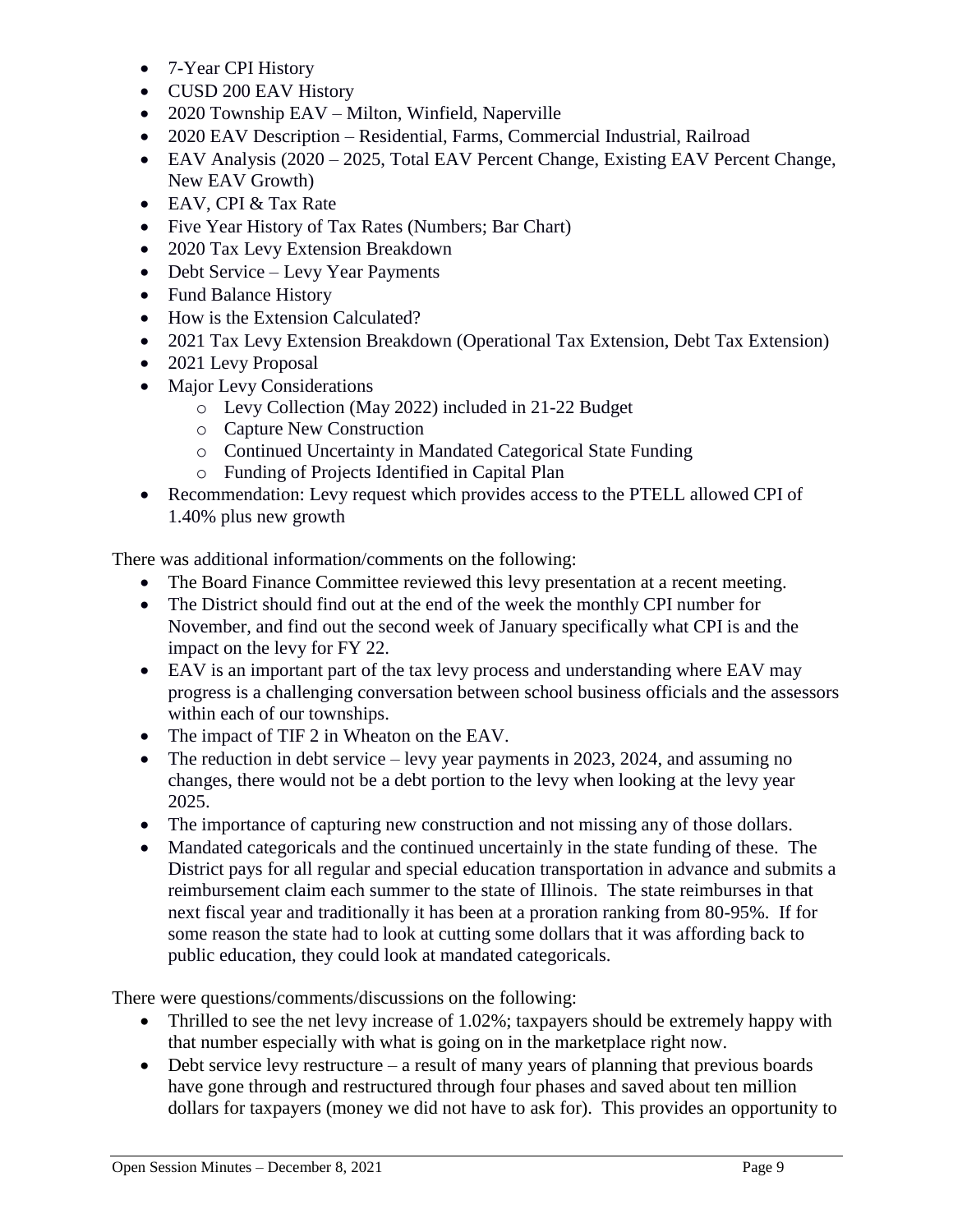- 7-Year CPI History
- CUSD 200 EAV History
- 2020 Township EAV – Milton, Winfield, Naperville
- 2020 EAV Description – Residential, Farms, Commercial Industrial, Railroad
- EAV Analysis (2020 – 2025, Total EAV Percent Change, Existing EAV Percent Change, New EAV Growth)
- EAV, CPI & Tax Rate
- Five Year History of Tax Rates (Numbers; Bar Chart)
- 2020 Tax Levy Extension Breakdown
- Debt Service – Levy Year Payments
- Fund Balance History
- How is the Extension Calculated?
- 2021 Tax Levy Extension Breakdown (Operational Tax Extension, Debt Tax Extension)
- 2021 Levy Proposal
- Major Levy Considerations
  - Levy Collection (May 2022) included in 21-22 Budget
  - Capture New Construction
  - Continued Uncertainty in Mandated Categorical State Funding
  - Funding of Projects Identified in Capital Plan
- Recommendation: Levy request which provides access to the PTELL allowed CPI of 1.40% plus new growth

There was additional information/comments on the following:

- The Board Finance Committee reviewed this levy presentation at a recent meeting.
- The District should find out at the end of the week the monthly CPI number for November, and find out the second week of January specifically what CPI is and the impact on the levy for FY 22.
- EAV is an important part of the tax levy process and understanding where EAV may progress is a challenging conversation between school business officials and the assessors within each of our townships.
- The impact of TIF 2 in Wheaton on the EAV.
- The reduction in debt service – levy year payments in 2023, 2024, and assuming no changes, there would not be a debt portion to the levy when looking at the levy year 2025.
- The importance of capturing new construction and not missing any of those dollars.
- Mandated categoricals and the continued uncertainly in the state funding of these. The District pays for all regular and special education transportation in advance and submits a reimbursement claim each summer to the state of Illinois. The state reimburses in that next fiscal year and traditionally it has been at a proration ranking from 80-95%. If for some reason the state had to look at cutting some dollars that it was affording back to public education, they could look at mandated categoricals.

There were questions/comments/discussions on the following:

- Thrilled to see the net levy increase of 1.02%; taxpayers should be extremely happy with that number especially with what is going on in the marketplace right now.
- Debt service levy restructure – a result of many years of planning that previous boards have gone through and restructured through four phases and saved about ten million dollars for taxpayers (money we did not have to ask for). This provides an opportunity to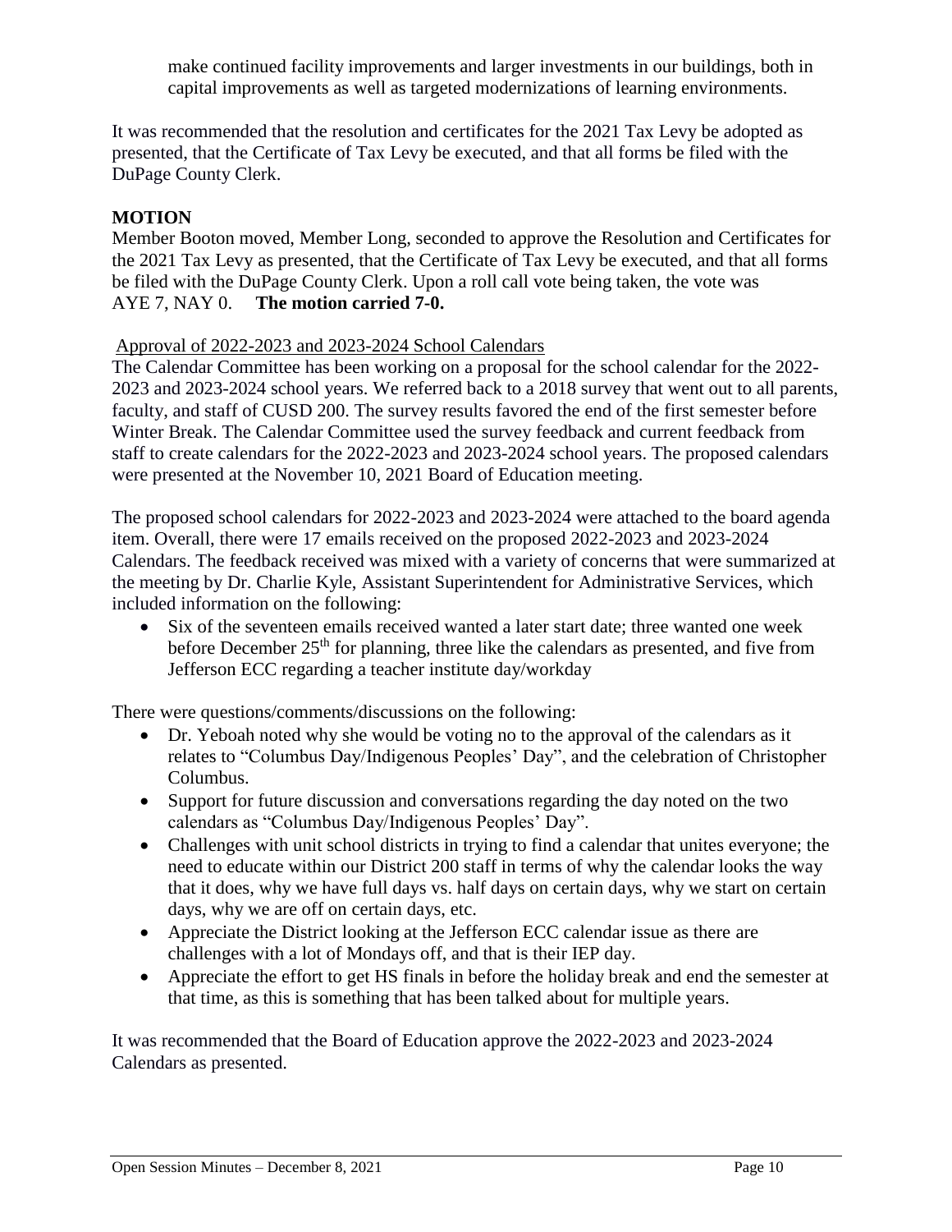make continued facility improvements and larger investments in our buildings, both in capital improvements as well as targeted modernizations of learning environments.

It was recommended that the resolution and certificates for the 2021 Tax Levy be adopted as presented, that the Certificate of Tax Levy be executed, and that all forms be filed with the DuPage County Clerk.

**MOTION**

Member Booton moved, Member Long, seconded to approve the Resolution and Certificates for the 2021 Tax Levy as presented, that the Certificate of Tax Levy be executed, and that all forms be filed with the DuPage County Clerk. Upon a roll call vote being taken, the vote was AYE 7, NAY 0. **The motion carried 7-0.**

Approval of 2022-2023 and 2023-2024 School Calendars

The Calendar Committee has been working on a proposal for the school calendar for the 2022-2023 and 2023-2024 school years. We referred back to a 2018 survey that went out to all parents, faculty, and staff of CUSD 200. The survey results favored the end of the first semester before Winter Break. The Calendar Committee used the survey feedback and current feedback from staff to create calendars for the 2022-2023 and 2023-2024 school years. The proposed calendars were presented at the November 10, 2021 Board of Education meeting.

The proposed school calendars for 2022-2023 and 2023-2024 were attached to the board agenda item. Overall, there were 17 emails received on the proposed 2022-2023 and 2023-2024 Calendars. The feedback received was mixed with a variety of concerns that were summarized at the meeting by Dr. Charlie Kyle, Assistant Superintendent for Administrative Services, which included information on the following:

- Six of the seventeen emails received wanted a later start date; three wanted one week before December 25th for planning, three like the calendars as presented, and five from Jefferson ECC regarding a teacher institute day/workday

There were questions/comments/discussions on the following:

- Dr. Yeboah noted why she would be voting no to the approval of the calendars as it relates to "Columbus Day/Indigenous Peoples' Day", and the celebration of Christopher Columbus.
- Support for future discussion and conversations regarding the day noted on the two calendars as "Columbus Day/Indigenous Peoples' Day".
- Challenges with unit school districts in trying to find a calendar that unites everyone; the need to educate within our District 200 staff in terms of why the calendar looks the way that it does, why we have full days vs. half days on certain days, why we start on certain days, why we are off on certain days, etc.
- Appreciate the District looking at the Jefferson ECC calendar issue as there are challenges with a lot of Mondays off, and that is their IEP day.
- Appreciate the effort to get HS finals in before the holiday break and end the semester at that time, as this is something that has been talked about for multiple years.

It was recommended that the Board of Education approve the 2022-2023 and 2023-2024 Calendars as presented.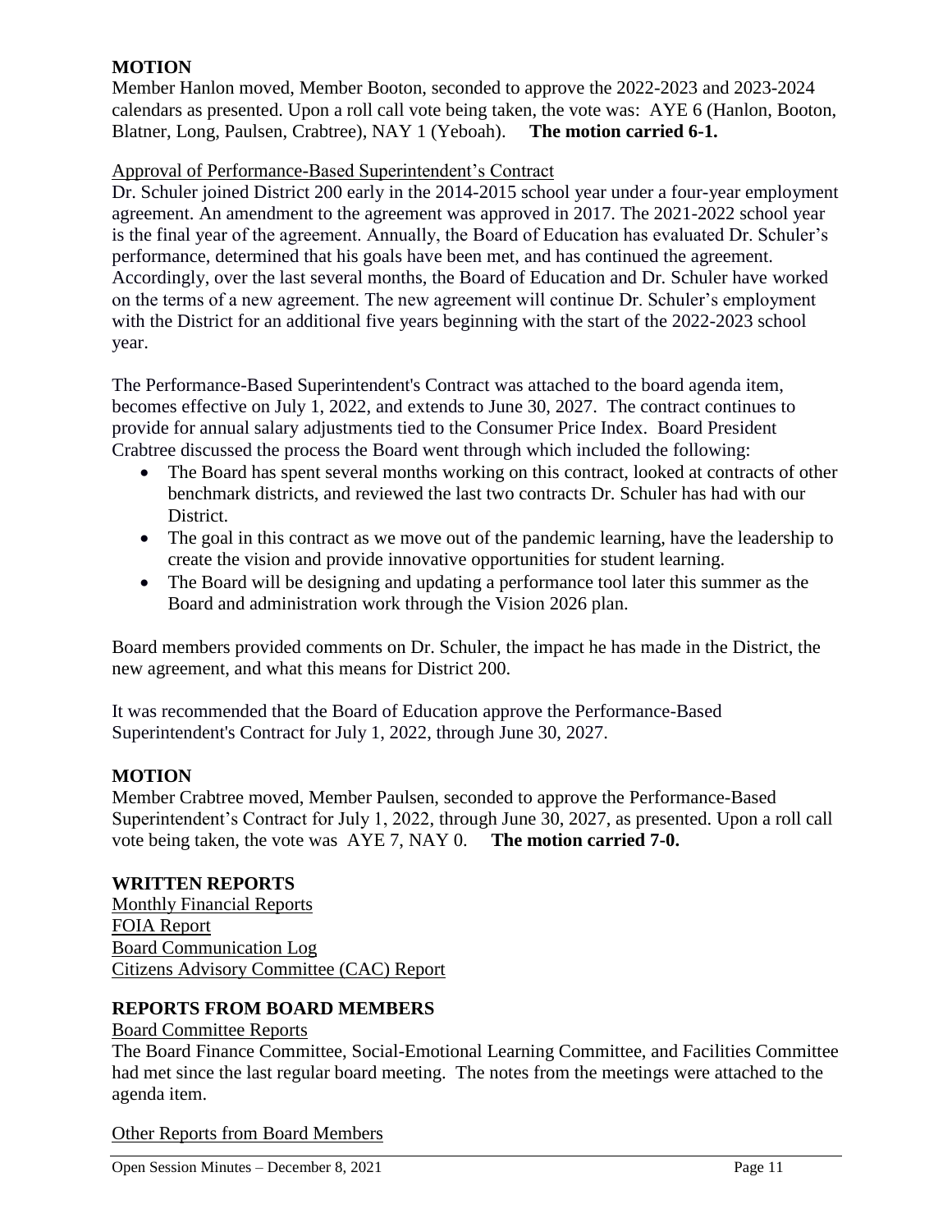**MOTION**

Member Hanlon moved, Member Booton, seconded to approve the 2022-2023 and 2023-2024 calendars as presented. Upon a roll call vote being taken, the vote was: AYE 6 (Hanlon, Booton, Blatner, Long, Paulsen, Crabtree), NAY 1 (Yeboah). **The motion carried 6-1.**

Approval of Performance-Based Superintendent's Contract

Dr. Schuler joined District 200 early in the 2014-2015 school year under a four-year employment agreement. An amendment to the agreement was approved in 2017. The 2021-2022 school year is the final year of the agreement. Annually, the Board of Education has evaluated Dr. Schuler's performance, determined that his goals have been met, and has continued the agreement. Accordingly, over the last several months, the Board of Education and Dr. Schuler have worked on the terms of a new agreement. The new agreement will continue Dr. Schuler's employment with the District for an additional five years beginning with the start of the 2022-2023 school year.

The Performance-Based Superintendent's Contract was attached to the board agenda item, becomes effective on July 1, 2022, and extends to June 30, 2027. The contract continues to provide for annual salary adjustments tied to the Consumer Price Index. Board President Crabtree discussed the process the Board went through which included the following:

- The Board has spent several months working on this contract, looked at contracts of other benchmark districts, and reviewed the last two contracts Dr. Schuler has had with our District.
- The goal in this contract as we move out of the pandemic learning, have the leadership to create the vision and provide innovative opportunities for student learning.
- The Board will be designing and updating a performance tool later this summer as the Board and administration work through the Vision 2026 plan.

Board members provided comments on Dr. Schuler, the impact he has made in the District, the new agreement, and what this means for District 200.

It was recommended that the Board of Education approve the Performance-Based Superintendent's Contract for July 1, 2022, through June 30, 2027.

**MOTION**

Member Crabtree moved, Member Paulsen, seconded to approve the Performance-Based Superintendent's Contract for July 1, 2022, through June 30, 2027, as presented. Upon a roll call vote being taken, the vote was AYE 7, NAY 0. **The motion carried 7-0.**

**WRITTEN REPORTS**

Monthly Financial Reports
FOIA Report
Board Communication Log
Citizens Advisory Committee (CAC) Report

**REPORTS FROM BOARD MEMBERS**

Board Committee Reports

The Board Finance Committee, Social-Emotional Learning Committee, and Facilities Committee had met since the last regular board meeting. The notes from the meetings were attached to the agenda item.

Other Reports from Board Members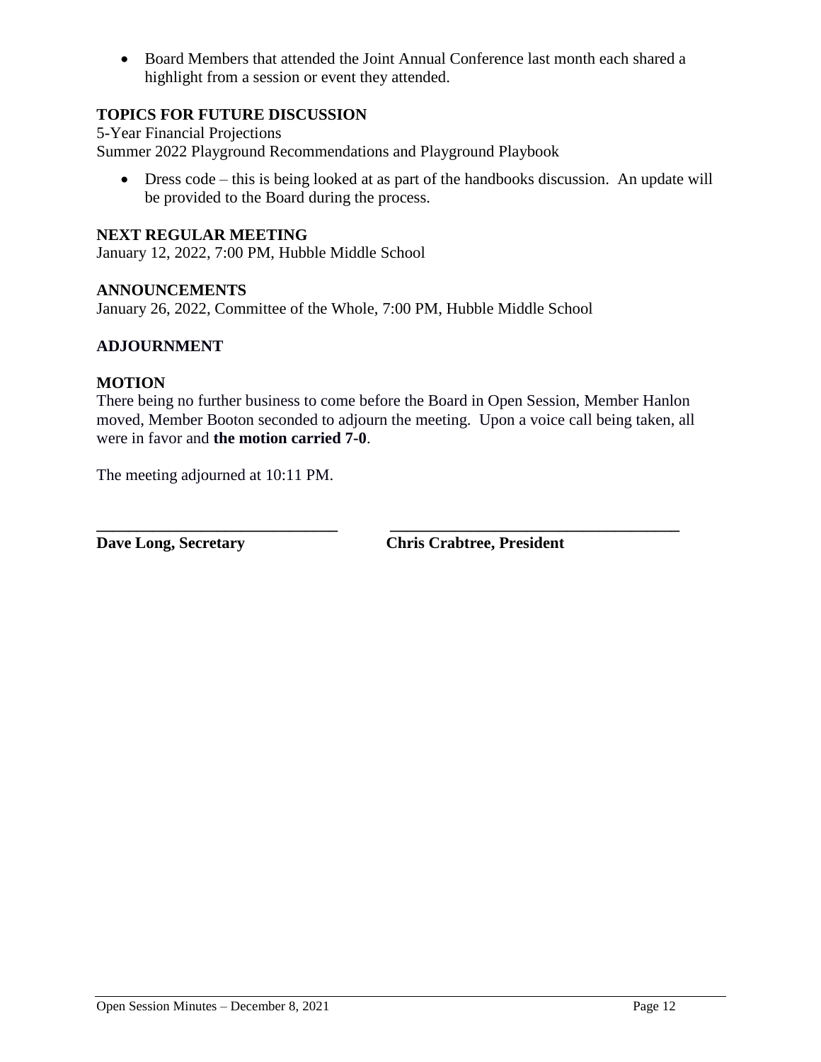- Board Members that attended the Joint Annual Conference last month each shared a highlight from a session or event they attended.

**TOPICS FOR FUTURE DISCUSSION**

5-Year Financial Projections
Summer 2022 Playground Recommendations and Playground Playbook

- Dress code – this is being looked at as part of the handbooks discussion. An update will be provided to the Board during the process.

**NEXT REGULAR MEETING**

January 12, 2022, 7:00 PM, Hubble Middle School

**ANNOUNCEMENTS**

January 26, 2022, Committee of the Whole, 7:00 PM, Hubble Middle School

**ADJOURNMENT**

**MOTION**

There being no further business to come before the Board in Open Session, Member Hanlon moved, Member Booton seconded to adjourn the meeting. Upon a voice call being taken, all were in favor and **the motion carried 7-0**.

The meeting adjourned at 10:11 PM.

______________________________ ______________________________

**Dave Long, Secretary** **Chris Crabtree, President**